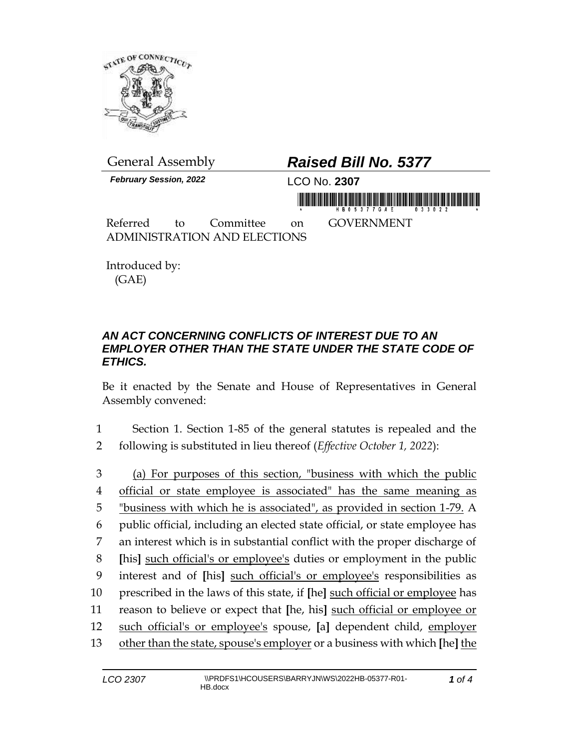General Assembly

***Raised Bill No. 5377***

***February Session, 2022***

LCO No. **2307**

Referred to Committee on GOVERNMENT ADMINISTRATION AND ELECTIONS

Introduced by:
(GAE)

## *AN ACT CONCERNING CONFLICTS OF INTEREST DUE TO AN EMPLOYER OTHER THAN THE STATE UNDER THE STATE CODE OF ETHICS.*

Be it enacted by the Senate and House of Representatives in General Assembly convened:

1 Section 1. Section 1-85 of the general statutes is repealed and the
2 following is substituted in lieu thereof (*Effective October 1, 2022*):

3 <u>(a) For purposes of this section, "business with which the public</u>
4 <u>official or state employee is associated" has the same meaning as</u>
5 <u>"business with which he is associated", as provided in section 1-79.</u> A
6 public official, including an elected state official, or state employee has
7 an interest which is in substantial conflict with the proper discharge of
8 **[**his**]** <u>such official's or employee's</u> duties or employment in the public
9 interest and of **[**his**]** <u>such official's or employee's</u> responsibilities as
10 prescribed in the laws of this state, if **[**he**]** <u>such official or employee</u> has
11 reason to believe or expect that **[**he, his**]** <u>such official or employee or</u>
12 <u>such official's or employee's</u> spouse, **[**a**]** dependent child, <u>employer</u>
13 <u>other than the state, spouse's employer</u> or a business with which **[**he**]** <u>the</u>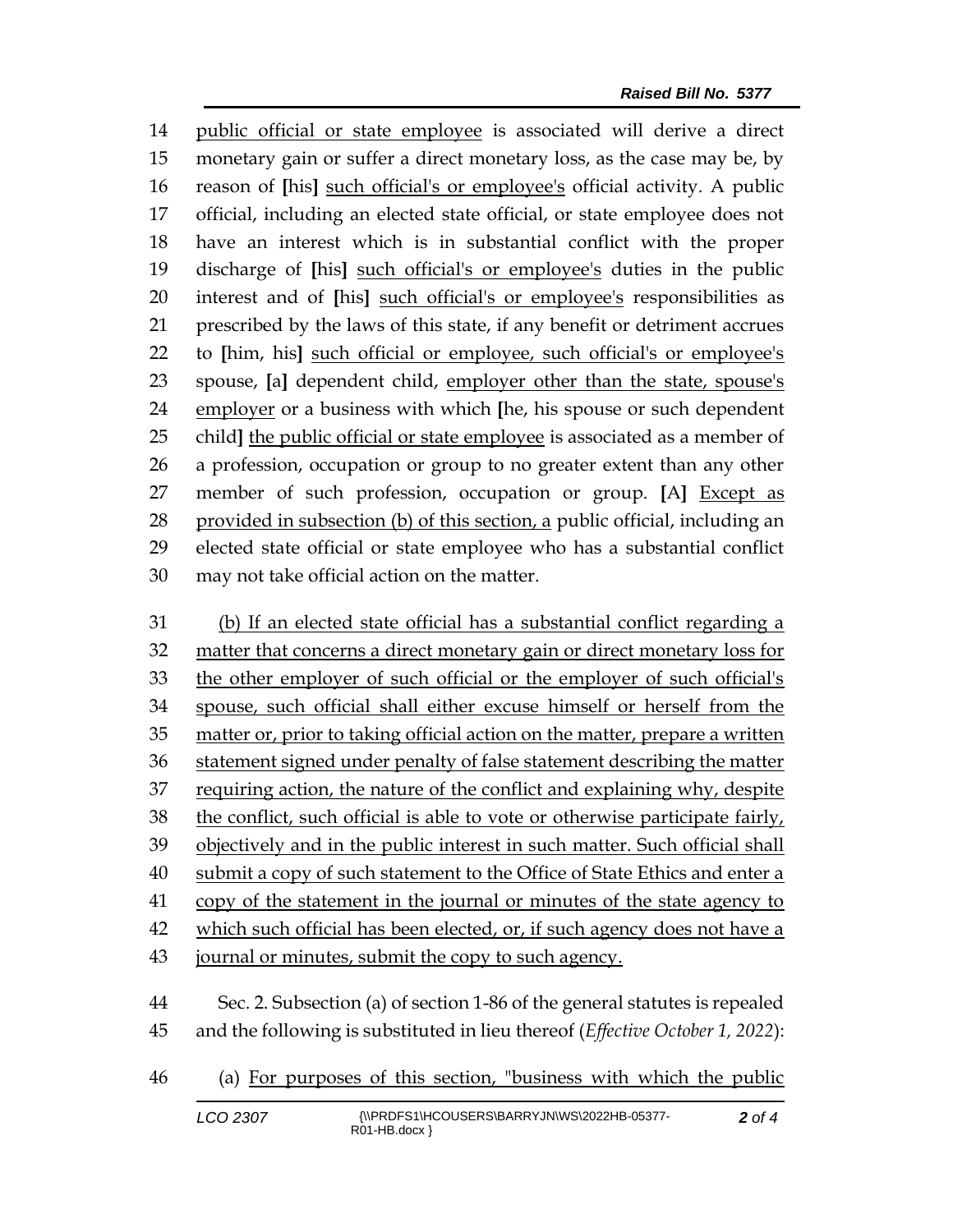14 public official or state employee is associated will derive a direct
15 monetary gain or suffer a direct monetary loss, as the case may be, by
16 reason of [his] such official's or employee's official activity. A public
17 official, including an elected state official, or state employee does not
18 have an interest which is in substantial conflict with the proper
19 discharge of [his] such official's or employee's duties in the public
20 interest and of [his] such official's or employee's responsibilities as
21 prescribed by the laws of this state, if any benefit or detriment accrues
22 to [him, his] such official or employee, such official's or employee's
23 spouse, [a] dependent child, employer other than the state, spouse's
24 employer or a business with which [he, his spouse or such dependent
25 child] the public official or state employee is associated as a member of
26 a profession, occupation or group to no greater extent than any other
27 member of such profession, occupation or group. [A] Except as
28 provided in subsection (b) of this section, a public official, including an
29 elected state official or state employee who has a substantial conflict
30 may not take official action on the matter.

31 (b) If an elected state official has a substantial conflict regarding a
32 matter that concerns a direct monetary gain or direct monetary loss for
33 the other employer of such official or the employer of such official's
34 spouse, such official shall either excuse himself or herself from the
35 matter or, prior to taking official action on the matter, prepare a written
36 statement signed under penalty of false statement describing the matter
37 requiring action, the nature of the conflict and explaining why, despite
38 the conflict, such official is able to vote or otherwise participate fairly,
39 objectively and in the public interest in such matter. Such official shall
40 submit a copy of such statement to the Office of State Ethics and enter a
41 copy of the statement in the journal or minutes of the state agency to
42 which such official has been elected, or, if such agency does not have a
43 journal or minutes, submit the copy to such agency.

44 Sec. 2. Subsection (a) of section 1-86 of the general statutes is repealed
45 and the following is substituted in lieu thereof (*Effective October 1, 2022*):

46 (a) For purposes of this section, "business with which the public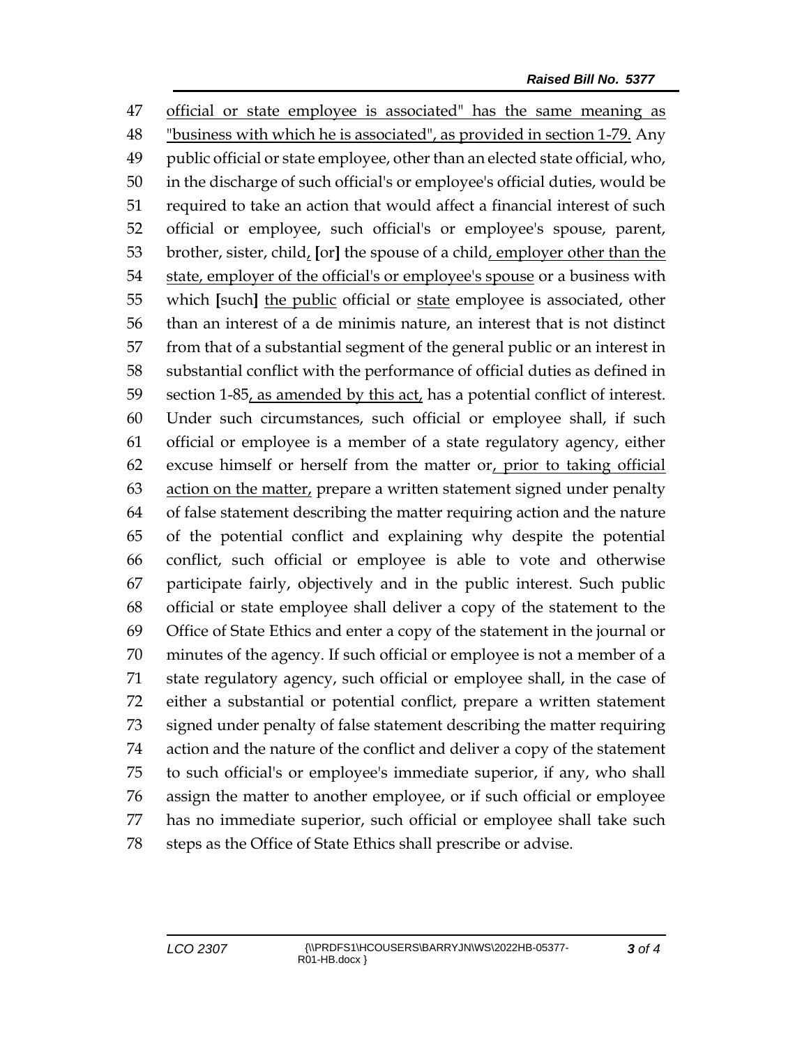official or state employee is associated" has the same meaning as "business with which he is associated", as provided in section 1-79. Any public official or state employee, other than an elected state official, who, in the discharge of such official's or employee's official duties, would be required to take an action that would affect a financial interest of such official or employee, such official's or employee's spouse, parent, brother, sister, child, [or] the spouse of a child, employer other than the state, employer of the official's or employee's spouse or a business with which [such] the public official or state employee is associated, other than an interest of a de minimis nature, an interest that is not distinct from that of a substantial segment of the general public or an interest in substantial conflict with the performance of official duties as defined in section 1-85, as amended by this act, has a potential conflict of interest. Under such circumstances, such official or employee shall, if such official or employee is a member of a state regulatory agency, either excuse himself or herself from the matter or, prior to taking official action on the matter, prepare a written statement signed under penalty of false statement describing the matter requiring action and the nature of the potential conflict and explaining why despite the potential conflict, such official or employee is able to vote and otherwise participate fairly, objectively and in the public interest. Such public official or state employee shall deliver a copy of the statement to the Office of State Ethics and enter a copy of the statement in the journal or minutes of the agency. If such official or employee is not a member of a state regulatory agency, such official or employee shall, in the case of either a substantial or potential conflict, prepare a written statement signed under penalty of false statement describing the matter requiring action and the nature of the conflict and deliver a copy of the statement to such official's or employee's immediate superior, if any, who shall assign the matter to another employee, or if such official or employee has no immediate superior, such official or employee shall take such steps as the Office of State Ethics shall prescribe or advise.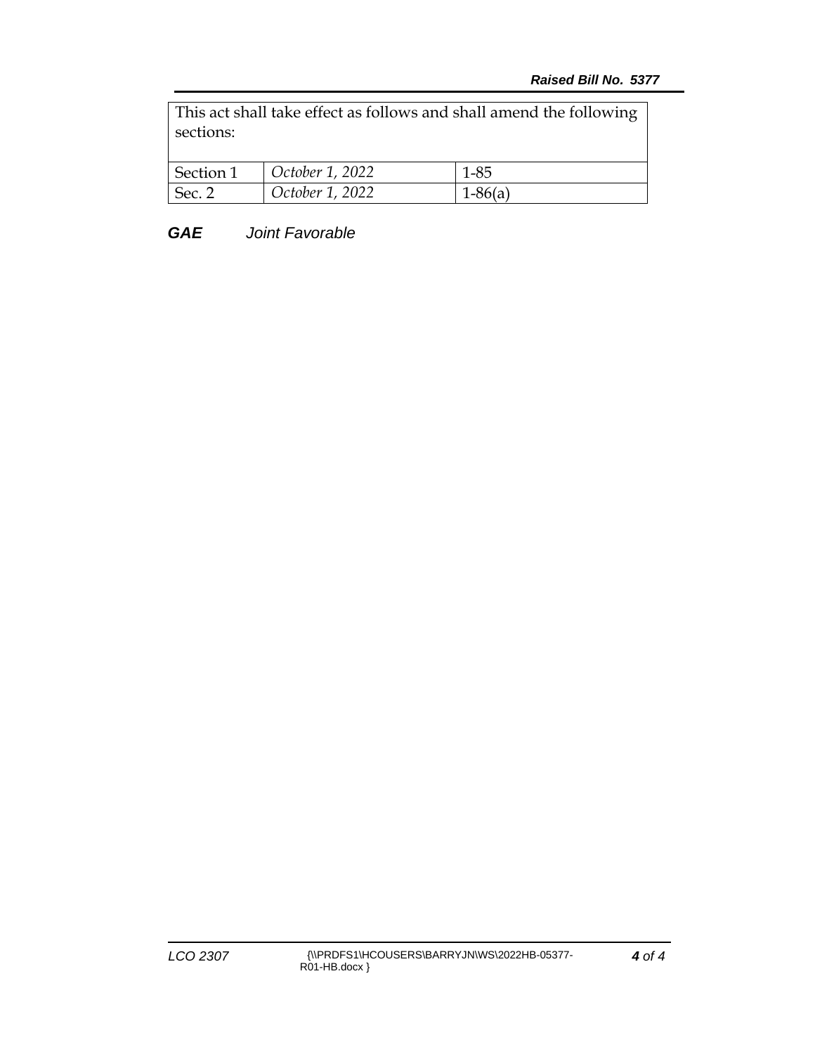| This act shall take effect as follows and shall amend the following sections: | | |
|---|---|---|
| Section 1 | *October 1, 2022* | 1-85 |
| Sec. 2 | *October 1, 2022* | 1-86(a) |

***GAE*** *Joint Favorable*